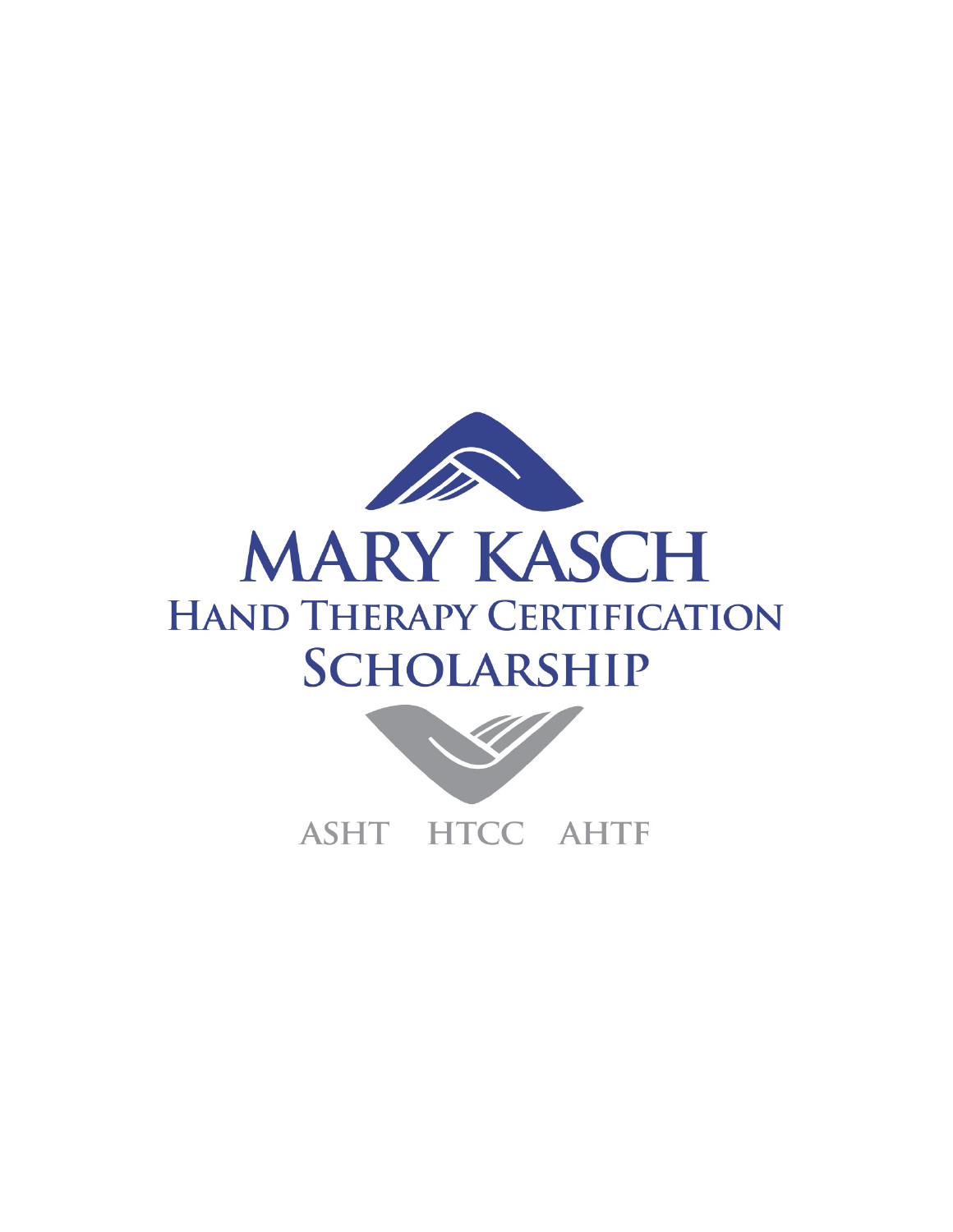# MARY KASCH

## HAND THERAPY CERTIFICATION SCHOLARSHIP

ASHT HTCC AHTF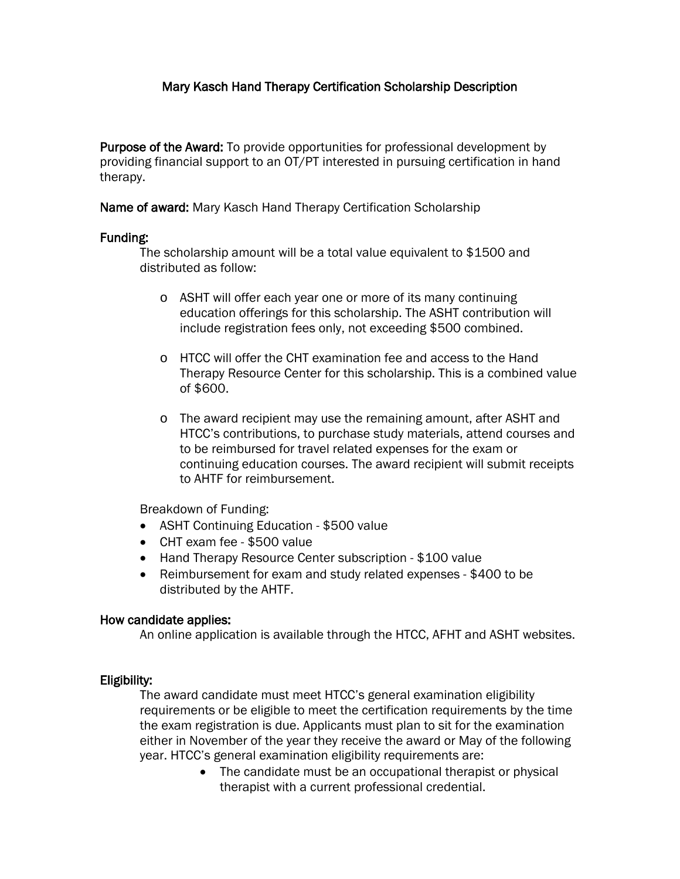# Mary Kasch Hand Therapy Certification Scholarship Description

**Purpose of the Award:** To provide opportunities for professional development by providing financial support to an OT/PT interested in pursuing certification in hand therapy.

**Name of award:** Mary Kasch Hand Therapy Certification Scholarship

## Funding:

The scholarship amount will be a total value equivalent to $1500 and distributed as follow:

- ASHT will offer each year one or more of its many continuing education offerings for this scholarship. The ASHT contribution will include registration fees only, not exceeding $500 combined.
- HTCC will offer the CHT examination fee and access to the Hand Therapy Resource Center for this scholarship. This is a combined value of $600.
- The award recipient may use the remaining amount, after ASHT and HTCC's contributions, to purchase study materials, attend courses and to be reimbursed for travel related expenses for the exam or continuing education courses. The award recipient will submit receipts to AHTF for reimbursement.

Breakdown of Funding:

- ASHT Continuing Education - $500 value
- CHT exam fee - $500 value
- Hand Therapy Resource Center subscription - $100 value
- Reimbursement for exam and study related expenses - $400 to be distributed by the AHTF.

## How candidate applies:

An online application is available through the HTCC, AFHT and ASHT websites.

## Eligibility:

The award candidate must meet HTCC's general examination eligibility requirements or be eligible to meet the certification requirements by the time the exam registration is due. Applicants must plan to sit for the examination either in November of the year they receive the award or May of the following year. HTCC's general examination eligibility requirements are:

- The candidate must be an occupational therapist or physical therapist with a current professional credential.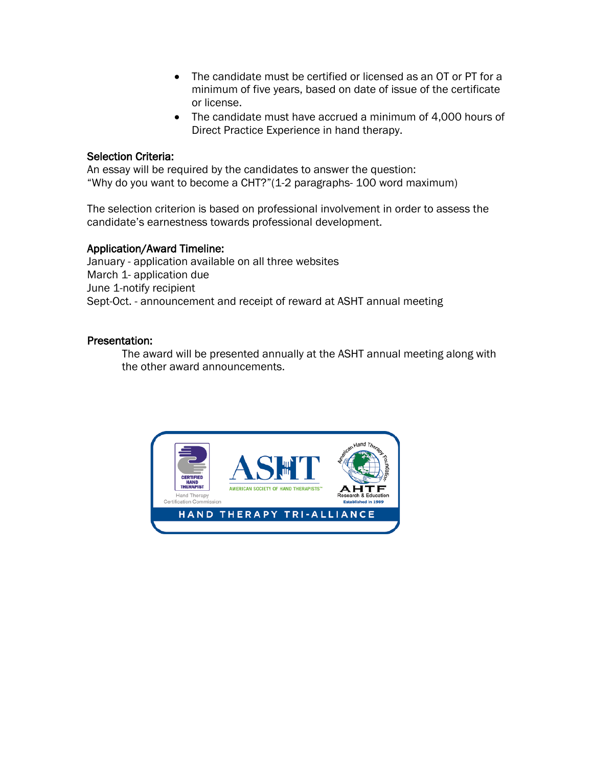- The candidate must be certified or licensed as an OT or PT for a minimum of five years, based on date of issue of the certificate or license.
- The candidate must have accrued a minimum of 4,000 hours of Direct Practice Experience in hand therapy.

**Selection Criteria:**

An essay will be required by the candidates to answer the question:
"Why do you want to become a CHT?"(1-2 paragraphs- 100 word maximum)

The selection criterion is based on professional involvement in order to assess the candidate's earnestness towards professional development.

**Application/Award Timeline:**

January - application available on all three websites
March 1- application due
June 1-notify recipient
Sept-Oct. - announcement and receipt of reward at ASHT annual meeting

**Presentation:**

The award will be presented annually at the ASHT annual meeting along with the other award announcements.

CERTIFIED HAND THERAPIST
Hand Therapy Certification Commission

ASHT
AMERICAN SOCIETY OF HAND THERAPISTS™

American Hand Therapy Foundation
AHTF
Research & Education
Established in 1989

HAND THERAPY TRI-ALLIANCE